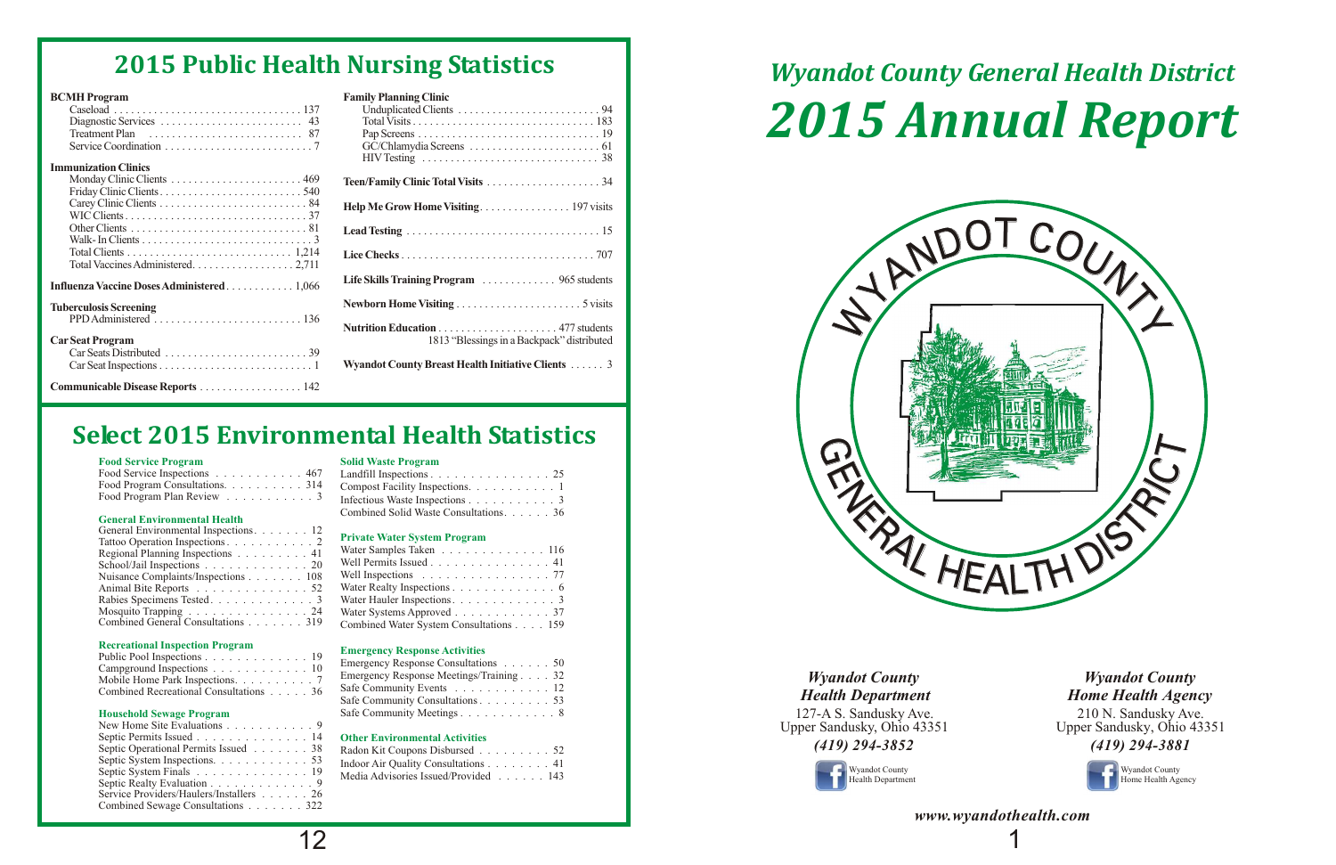## 2015 Public Health Nursing Statistics

**BCMH Program**
- Caseload . . . 137
- Diagnostic Services . . . 43
- Treatment Plan . . . 87
- Service Coordination . . . 7

**Immunization Clinics**
- Monday Clinic Clients . . . 469
- Friday Clinic Clients . . . 540
- Carey Clinic Clients . . . 84
- WIC Clients . . . 37
- Other Clients . . . 81
- Walk- In Clients . . . 3
- Total Clients . . . 1,214
- Total Vaccines Administered . . . 2,711

**Influenza Vaccine Doses Administered** . . . 1,066

**Tuberculosis Screening**
- PPD Administered . . . 136

**Car Seat Program**
- Car Seats Distributed . . . 39
- Car Seat Inspections . . . 1

**Communicable Disease Reports** . . . 142

**Family Planning Clinic**
- Unduplicated Clients . . . 94
- Total Visits . . . 183
- Pap Screens . . . 19
- GC/Chlamydia Screens . . . 61
- HIV Testing . . . 38

**Teen/Family Clinic Total Visits** . . . 34

**Help Me Grow Home Visiting** . . . 197 visits

**Lead Testing** . . . 15

**Lice Checks** . . . 707

**Life Skills Training Program** . . . 965 students

**Newborn Home Visiting** . . . 5 visits

**Nutrition Education** . . . 477 students
1813 "Blessings in a Backpack" distributed

**Wyandot County Breast Health Initiative Clients** . . . 3

## Select 2015 Environmental Health Statistics

**Food Service Program**
- Food Service Inspections . . . 467
- Food Program Consultations . . . 314
- Food Program Plan Review . . . 3

**General Environmental Health**
- General Environmental Inspections . . . 12
- Tattoo Operation Inspections . . . 2
- Regional Planning Inspections . . . 41
- School/Jail Inspections . . . 20
- Nuisance Complaints/Inspections . . . 108
- Animal Bite Reports . . . 52
- Rabies Specimens Tested . . . 3
- Mosquito Trapping . . . 24
- Combined General Consultations . . . 319

**Recreational Inspection Program**
- Public Pool Inspections . . . 19
- Campground Inspections . . . 10
- Mobile Home Park Inspections . . . 7
- Combined Recreational Consultations . . . 36

**Household Sewage Program**
- New Home Site Evaluations . . . 9
- Septic Permits Issued . . . 14
- Septic Operational Permits Issued . . . 38
- Septic System Inspections . . . 53
- Septic System Finals . . . 19
- Septic Realty Evaluation . . . 9
- Service Providers/Haulers/Installers . . . 26
- Combined Sewage Consultations . . . 322

**Solid Waste Program**
- Landfill Inspections . . . 25
- Compost Facility Inspections . . . 1
- Infectious Waste Inspections . . . 3
- Combined Solid Waste Consultations . . . 36

**Private Water System Program**
- Water Samples Taken . . . 116
- Well Permits Issued . . . 41
- Well Inspections . . . 77
- Water Realty Inspections . . . 6
- Water Hauler Inspections . . . 3
- Water Systems Approved . . . 37
- Combined Water System Consultations . . . 159

**Emergency Response Activities**
- Emergency Response Consultations . . . 50
- Emergency Response Meetings/Training . . . 32
- Safe Community Events . . . 12
- Safe Community Consultations . . . 53
- Safe Community Meetings . . . 8

**Other Environmental Activities**
- Radon Kit Coupons Disbursed . . . 52
- Indoor Air Quality Consultations . . . 41
- Media Advisories Issued/Provided . . . 143

# *Wyandot County General Health District*
# *2015 Annual Report*

WYANDOT COUNTY GENERAL HEALTH DISTRICT

***Wyandot County Health Department***
127-A S. Sandusky Ave.
Upper Sandusky, Ohio 43351
***(419) 294-3852***
Wyandot County Health Department

***Wyandot County Home Health Agency***
210 N. Sandusky Ave.
Upper Sandusky, Ohio 43351
***(419) 294-3881***
Wyandot County Home Health Agency

***www.wyandothealth.com***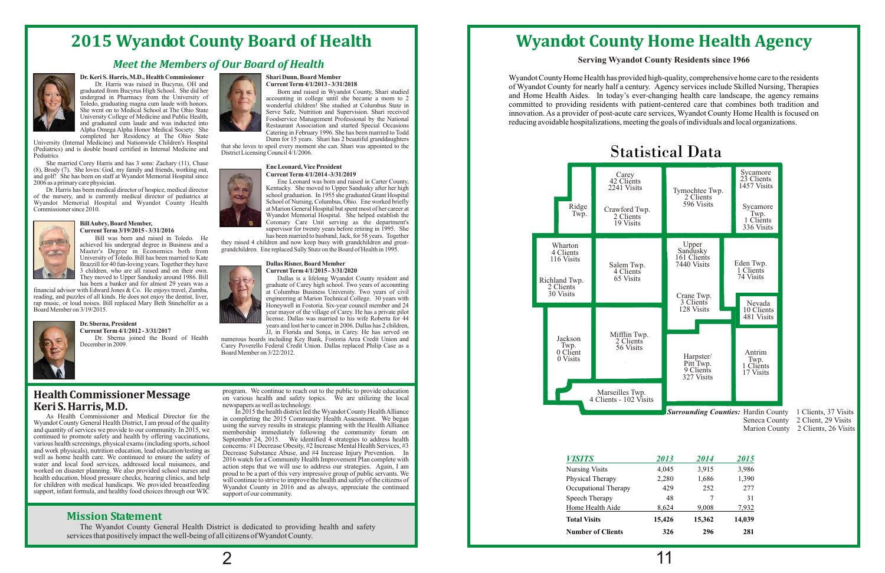# 2015 Wyandot County Board of Health

## *Meet the Members of Our Board of Health*

**Dr. Keri S. Harris, M.D., Health Commissioner**

Dr. Harris was raised in Bucyrus, OH and graduated from Bucyrus High School. She did her undergrad in Pharmacy from the University of Toledo, graduating magna cum laude with honors. She went on to Medical School at The Ohio State University College of Medicine and Public Health, and graduated cum laude and was inducted into Alpha Omega Alpha Honor Medical Society. She completed her Residency at The Ohio State University (Internal Medicine) and Nationwide Children's Hospital (Pediatrics) and is double board certified in Internal Medicine and Pediatrics

She married Corey Harris and has 3 sons: Zachary (11), Chase (8), Brody (7). She loves: God, my family and friends, working out, and golf! She has been on staff at Wyandot Memorial Hospital since 2006 as a primary care physician.

Dr. Harris has been medical director of hospice, medical director of the nursery, and is currently medical director of pediatrics at Wyandot Memorial Hospital and Wyandot County Health Commissioner since 2010.

**Bill Aubry, Board Member,**
**Current Term 3/19/2015 - 3/31/2016**

Bill was born and raised in Toledo. He achieved his undergrad degree in Business and a Master's Degree in Economics both from University of Toledo. Bill has been married to Kate Brazzill for 40 fun-loving years. Together they have 3 children, who are all raised and on their own. They moved to Upper Sandusky around 1986. Bill has been a banker and for almost 29 years was a financial advisor with Edward Jones & Co. He enjoys travel, Zumba, reading, and puzzles of all kinds. He does not enjoy the dentist, liver, rap music, or loud noises. Bill replaced Mary Beth Stinehelfer as a Board Member on 3/19/2015.

**Dr. Sberna, President**
**Current Term 4/1/2012 - 3/31/2017**

Dr. Sberna joined the Board of Health December in 2009.

**Shari Dunn, Board Member**
**Current Term 4/1/2013 - 3/31/2018**

Born and raised in Wyandot County, Shari studied accounting in college until she became a mom to 2 wonderful children! She studied at Columbus State in Serve Safe, Nutrition and Supervision. Shari received Foodservice Management Professional by the National Restaurant Association and started Special Occasions Catering in February 1996. She has been married to Todd Dunn for 15 years. Shari has 2 beautiful granddaughters that she loves to spoil every moment she can. Shari was appointed to the District Licensing Council 4/1/2006.

**Ene Leonard, Vice President**
**Current Term 4/1/2014 -3/31/2019**

Ene Leonard was born and raised in Carter County, Kentucky. She moved to Upper Sandusky after her high school graduation. In 1955 she graduated Grant Hospital School of Nursing, Columbus, Ohio. Ene worked briefly at Marion General Hospital but spent most of her career at Wyandot Memorial Hospital. She helped establish the Coronary Care Unit serving as the department's supervisor for twenty years before retiring in 1995. She has been married to husband, Jack, for 58 years. Together they raised 4 children and now keep busy with grandchildren and great-grandchildren. Ene replaced Sally Stutz on the Board of Health in 1995.

**Dallas Risner, Board Member**
**Current Term 4/1/2015 - 3/31/2020**

Dallas is a lifelong Wyandot County resident and graduate of Carey high school. Two years of accounting at Columbus Business University. Two years of civil engineering at Marion Technical College. 30 years with Honeywell in Fostoria. Six-year council member and 24 year mayor of the village of Carey. He has a private pilot license. Dallas was married to his wife Roberta for 44 years and lost her to cancer in 2006. Dallas has 2 children, JJ, in Florida and Sonja, in Carey. He has served on numerous boards including Key Bank, Fostoria Area Credit Union and Carey Poverello Federal Credit Union. Dallas replaced Philip Case as a Board Member on 3/22/2012.

## Health Commissioner Message
## Keri S. Harris, M.D.

As Health Commissioner and Medical Director for the Wyandot County General Health District, I am proud of the quality and quantity of services we provide to our community. In 2015, we continued to promote safety and health by offering vaccinations, various health screenings, physical exams (including sports, school and work physicals), nutrition education, lead education/testing as well as home health care. We continued to ensure the safety of water and local food services, addressed local nuisances, and worked on disaster planning. We also provided school nurses and health education, blood pressure checks, hearing clinics, and help for children with medical handicaps. We provided breastfeeding support, infant formula, and healthy food choices through our WIC program. We continue to reach out to the public to provide education on various health and safety topics. We are utilizing the local newspapers as well as technology.

In 2015 the health district led the Wyandot County Health Alliance in completing the 2015 Community Health Assessment. We began using the survey results in strategic planning with the Health Alliance membership immediately following the community forum on September 24, 2015. We identified 4 strategies to address health concerns: #1 Decrease Obesity, #2 Increase Mental Health Services, #3 Decrease Substance Abuse, and #4 Increase Injury Prevention. In 2016 watch for a Community Health Improvement Plan complete with action steps that we will use to address our strategies. Again, I am proud to be a part of this very impressive group of public servants. We will continue to strive to improve the health and safety of the citizens of Wyandot County in 2016 and as always, appreciate the continued support of our community.

## Mission Statement

The Wyandot County General Health District is dedicated to providing health and safety services that positively impact the well-being of all citizens of Wyandot County.

# Wyandot County Home Health Agency

**Serving Wyandot County Residents since 1966**

Wyandot County Home Health has provided high-quality, comprehensive home care to the residents of Wyandot County for nearly half a century. Agency services include Skilled Nursing, Therapies and Home Health Aides. In today's ever-changing health care landscape, the agency remains committed to providing residents with patient-centered care that combines both tradition and innovation. As a provider of post-acute care services, Wyandot County Home Health is focused on reducing avoidable hospitalizations, meeting the goals of individuals and local organizations.

## Statistical Data

| Area | Clients | Visits |
|---|---|---|
| Ridge Twp. | | |
| Carey | 42 Clients | 2241 Visits |
| Crawford Twp. | 2 Clients | 19 Visits |
| Tymochtee Twp. | 2 Clients | 596 Visits |
| Sycamore | 23 Clients | 1457 Visits |
| Sycamore Twp. | 1 Clients | 336 Visits |
| Wharton | 4 Clients | 116 Visits |
| Richland Twp. | 2 Clients | 30 Visits |
| Salem Twp. | 4 Clients | 65 Visits |
| Upper Sandusky | 161 Clients | 7440 Visits |
| Crane Twp. | 3 Clients | 128 Visits |
| Eden Twp. | 1 Clients | 74 Visits |
| Nevada | 10 Clients | 481 Visits |
| Jackson Twp. | 0 Client | 0 Visits |
| Mifflin Twp. | 2 Clients | 56 Visits |
| Harpster/Pitt Twp. | 9 Clients | 327 Visits |
| Antrim Twp. | 1 Clients | 17 Visits |
| Marseilles Twp. | 4 Clients | 102 Visits |

***Surrounding Counties:*** Hardin County 1 Clients, 37 Visits; Seneca County 2 Client, 29 Visits; Marion County 2 Clients, 26 Visits

| *VISITS* | *2013* | *2014* | *2015* |
|---|---|---|---|
| Nursing Visits | 4,045 | 3,915 | 3,986 |
| Physical Therapy | 2,280 | 1,686 | 1,390 |
| Occupational Therapy | 429 | 252 | 277 |
| Speech Therapy | 48 | 7 | 31 |
| Home Health Aide | 8,624 | 9,008 | 7,932 |
| **Total Visits** | **15,426** | **15,362** | **14,039** |
| **Number of Clients** | **326** | **296** | **281** |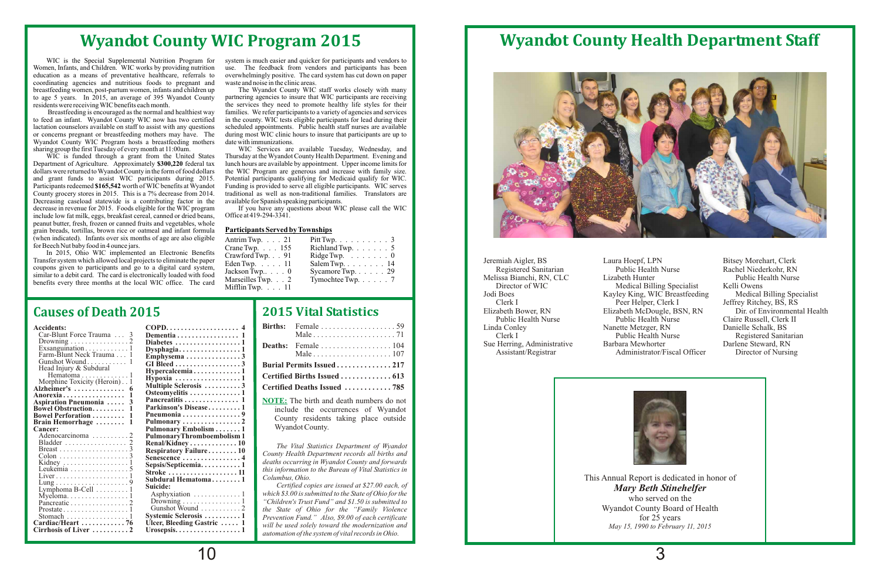# Wyandot County WIC Program 2015

WIC is the Special Supplemental Nutrition Program for Women, Infants, and Children. WIC works by providing nutrition education as a means of preventative healthcare, referrals to coordinating agencies and nutritious foods to pregnant and breastfeeding women, post-partum women, infants and children up to age 5 years. In 2015, an average of 395 Wyandot County residents were receiving WIC benefits each month.

Breastfeeding is encouraged as the normal and healthiest way to feed an infant. Wyandot County WIC now has two certified lactation counselors available on staff to assist with any questions or concerns pregnant or breastfeeding mothers may have. The Wyandot County WIC Program hosts a breastfeeding mothers sharing group the first Tuesday of every month at 11:00am.

WIC is funded through a grant from the United States Department of Agriculture. Approximately **$300,220** federal tax dollars were returned to Wyandot County in the form of food dollars and grant funds to assist WIC participants during 2015. Participants redeemed **$165,542** worth of WIC benefits at Wyandot County grocery stores in 2015. This is a 7% decrease from 2014. Decreasing caseload statewide is a contributing factor in the decrease in revenue for 2015. Foods eligible for the WIC program include low fat milk, eggs, breakfast cereal, canned or dried beans, peanut butter, fresh, frozen or canned fruits and vegetables, whole grain breads, tortillas, brown rice or oatmeal and infant formula (when indicated). Infants over six months of age are also eligible for Beech Nut baby food in 4 ounce jars.

In 2015, Ohio WIC implemented an Electronic Benefits Transfer system which allowed local projects to eliminate the paper coupons given to participants and go to a digital card system, similar to a debit card. The card is electronically loaded with food benefits every three months at the local WIC office. The card system is much easier and quicker for participants and vendors to use. The feedback from vendors and participants has been overwhelmingly positive. The card system has cut down on paper waste and noise in the clinic areas.

The Wyandot County WIC staff works closely with many partnering agencies to insure that WIC participants are receiving the services they need to promote healthy life styles for their families. We refer participants to a variety of agencies and services in the county. WIC tests eligible participants for lead during their scheduled appointments. Public health staff nurses are available during most WIC clinic hours to insure that participants are up to date with immunizations.

WIC Services are available Tuesday, Wednesday, and Thursday at the Wyandot County Health Department. Evening and lunch hours are available by appointment. Upper income limits for the WIC Program are generous and increase with family size. Potential participants qualifying for Medicaid qualify for WIC. Funding is provided to serve all eligible participants. WIC serves traditional as well as non-traditional families. Translators are available for Spanish speaking participants.

If you have any questions about WIC please call the WIC Office at 419-294-3341.

**Participants Served by Townships**

| Township | Participants | Township | Participants |
|---|---|---|---|
| Antrim Twp. | 21 | Pitt Twp. | 3 |
| Crane Twp. | 155 | Richland Twp. | 5 |
| Crawford Twp. | 91 | Ridge Twp. | 0 |
| Eden Twp. | 11 | Salem Twp. | 14 |
| Jackson Twp. | 0 | Sycamore Twp. | 29 |
| Marseilles Twp. | 2 | Tymochtee Twp. | 7 |
| Mifflin Twp. | 11 | | |

## Causes of Death 2015

| Cause | Number |
|---|---|
| **Accidents:** | |
| Car-Blunt Force Trauma | 3 |
| Drowning | 2 |
| Exsanguination | 1 |
| Farm-Blunt Neck Trauma | 1 |
| Gunshot Wound | 1 |
| Head Injury & Subdural Hematoma | 1 |
| Morphine Toxicity (Heroin) | 1 |
| **Alzheimer's** | 6 |
| **Anorexia** | 1 |
| **Aspiration Pneumonia** | 3 |
| **Bowel Obstruction** | 1 |
| **Bowel Perforation** | 1 |
| **Brain Hemorrhage** | 1 |
| **Cancer:** | |
| Adenocarcinoma | 2 |
| Bladder | 2 |
| Breast | 3 |
| Colon | 3 |
| Kidney | 1 |
| Leukemia | 5 |
| Liver | 1 |
| Lung | 9 |
| Lymphoma B-Cell | 1 |
| Myeloma | 1 |
| Pancreatic | 2 |
| Prostate | 1 |
| Stomach | 1 |
| **Cardiac/Heart** | 76 |
| **Cirrhosis of Liver** | 2 |
| **COPD** | 4 |
| **Dementia** | 1 |
| **Diabetes** | 1 |
| **Dysphagia** | 1 |
| **Emphysema** | 3 |
| **GI Bleed** | 3 |
| **Hypercalcemia** | 1 |
| **Hypoxia** | 1 |
| **Multiple Sclerosis** | 3 |
| **Osteomyelitis** | 1 |
| **Pancreatitis** | 1 |
| **Parkinson's Disease** | 1 |
| **Pneumonia** | 9 |
| **Pulmonary** | 2 |
| **Pulmonary Embolism** | 1 |
| **PulmonaryThromboembolism** | 1 |
| **Renal/Kidney** | 10 |
| **Respiratory Failure** | 10 |
| **Senescence** | 4 |
| **Sepsis/Septicemia** | 1 |
| **Stroke** | 11 |
| **Subdural Hematoma** | 1 |
| **Suicide:** | |
| Asphyxiation | 1 |
| Drowning | 1 |
| Gunshot Wound | 2 |
| **Systemic Sclerosis** | 1 |
| **Ulcer, Bleeding Gastric** | 1 |
| **Urosepsis** | 1 |

## 2015 Vital Statistics

| | | |
|---|---|---|
| **Births:** | Female | 59 |
| | Male | 71 |
| **Deaths:** | Female | 104 |
| | Male | 107 |
| **Burial Permits Issued** | | 217 |
| **Certified Births Issued** | | 613 |
| **Certified Deaths Issued** | | 785 |

**NOTE:** The birth and death numbers do not include the occurrences of Wyandot County residents taking place outside Wyandot County.

*The Vital Statistics Department of Wyandot County Health Department records all births and deaths occurring in Wyandot County and forwards this information to the Bureau of Vital Statistics in Columbus, Ohio.*

*Certified copies are issued at $27.00 each, of which $3.00 is submitted to the State of Ohio for the "Children's Trust Fund" and $1.50 is submitted to the State of Ohio for the "Family Violence Prevention Fund." Also, $9.00 of each certificate will be used solely toward the modernization and automation of the system of vital records in Ohio.*

# Wyandot County Health Department Staff

- Jeremiah Aigler, BS — Registered Sanitarian
- Melissa Bianchi, RN, CLC — Director of WIC
- Jodi Boes — Clerk I
- Elizabeth Bower, RN — Public Health Nurse
- Linda Conley — Clerk I
- Sue Herring, Administrative Assistant/Registrar
- Laura Hoepf, LPN — Public Health Nurse
- Lizabeth Hunter — Medical Billing Specialist
- Kayley King, WIC Breastfeeding Peer Helper, Clerk I
- Elizabeth McDougle, BSN, RN — Public Health Nurse
- Nanette Metzger, RN — Public Health Nurse
- Barbara Mewhorter — Administrator/Fiscal Officer
- Bitsey Morehart, Clerk
- Rachel Niederkohr, RN — Public Health Nurse
- Kelli Owens — Medical Billing Specialist
- Jeffrey Ritchey, BS, RS — Dir. of Environmental Health
- Claire Russell, Clerk II
- Danielle Schalk, BS — Registered Sanitarian
- Darlene Steward, RN — Director of Nursing

This Annual Report is dedicated in honor of

***Mary Beth Stinehelfer***

who served on the Wyandot County Board of Health for 25 years

*May 15, 1990 to February 11, 2015*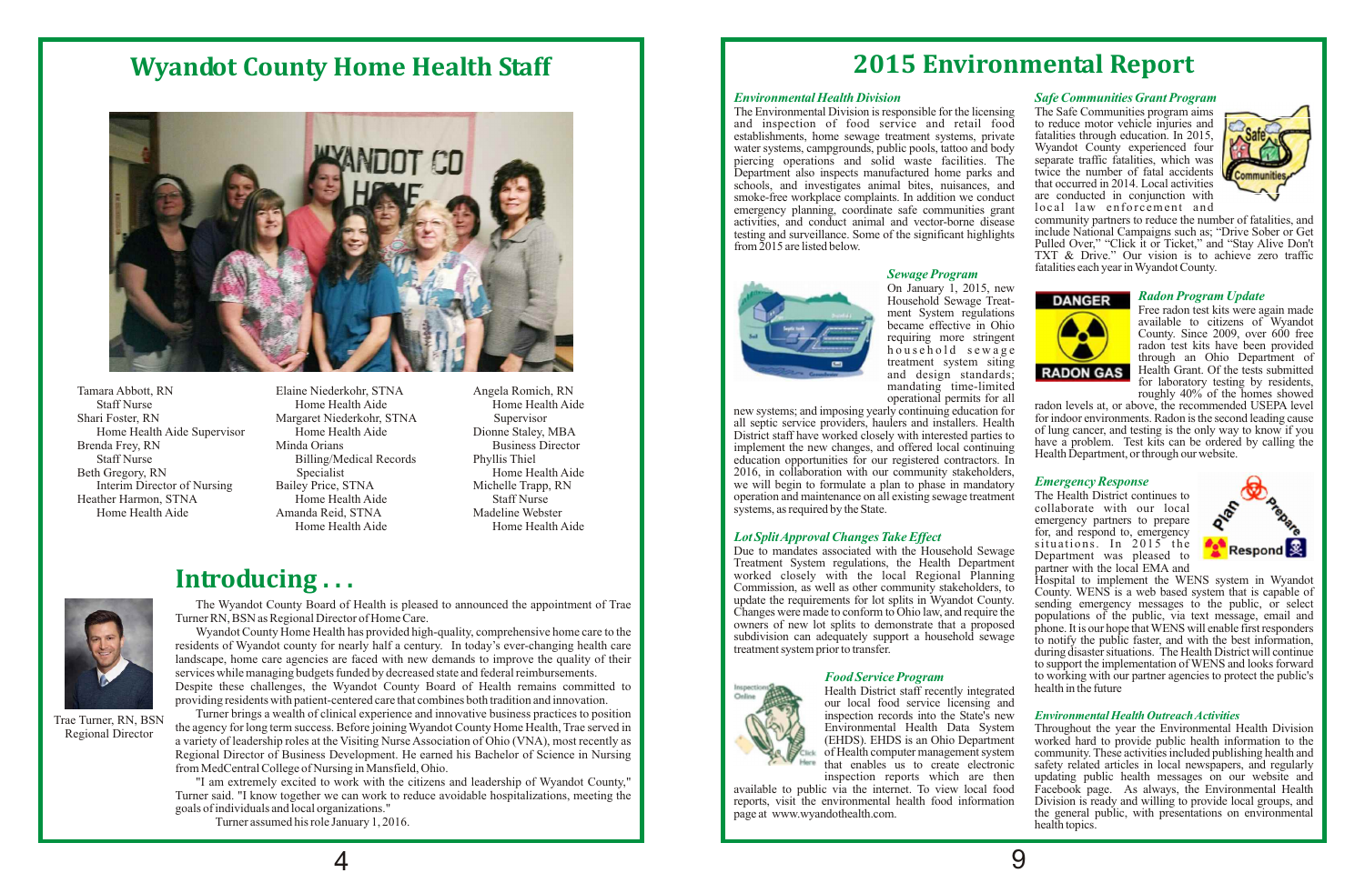# Wyandot County Home Health Staff

Tamara Abbott, RN
Staff Nurse
Shari Foster, RN
Home Health Aide Supervisor
Brenda Frey, RN
Staff Nurse
Beth Gregory, RN
Interim Director of Nursing
Heather Harmon, STNA
Home Health Aide

Elaine Niederkohr, STNA
Home Health Aide
Margaret Niederkohr, STNA
Home Health Aide
Minda Orians
Billing/Medical Records Specialist
Bailey Price, STNA
Home Health Aide
Amanda Reid, STNA
Home Health Aide

Angela Romich, RN
Home Health Aide
Dionne Staley, MBA
Supervisor
Business Director
Phyllis Thiel
Home Health Aide
Michelle Trapp, RN
Staff Nurse
Madeline Webster
Home Health Aide

## Introducing . . .

Trae Turner, RN, BSN
Regional Director

The Wyandot County Board of Health is pleased to announced the appointment of Trae Turner RN, BSN as Regional Director of Home Care.

Wyandot County Home Health has provided high-quality, comprehensive home care to the residents of Wyandot county for nearly half a century. In today's ever-changing health care landscape, home care agencies are faced with new demands to improve the quality of their services while managing budgets funded by decreased state and federal reimbursements. Despite these challenges, the Wyandot County Board of Health remains committed to providing residents with patient-centered care that combines both tradition and innovation.

Turner brings a wealth of clinical experience and innovative business practices to position the agency for long term success. Before joining Wyandot County Home Health, Trae served in a variety of leadership roles at the Visiting Nurse Association of Ohio (VNA), most recently as Regional Director of Business Development. He earned his Bachelor of Science in Nursing from MedCentral College of Nursing in Mansfield, Ohio.

"I am extremely excited to work with the citizens and leadership of Wyandot County," Turner said. "I know together we can work to reduce avoidable hospitalizations, meeting the goals of individuals and local organizations."

Turner assumed his role January 1, 2016.

# 2015 Environmental Report

### *Environmental Health Division*

The Environmental Division is responsible for the licensing and inspection of food service and retail food establishments, home sewage treatment systems, private water systems, campgrounds, public pools, tattoo and body piercing operations and solid waste facilities. The Department also inspects manufactured home parks and schools, and investigates animal bites, nuisances, and smoke-free workplace complaints. In addition we conduct emergency planning, coordinate safe communities grant activities, and conduct animal and vector-borne disease testing and surveillance. Some of the significant highlights from 2015 are listed below.

### *Sewage Program*

On January 1, 2015, new Household Sewage Treatment System regulations became effective in Ohio requiring more stringent household sewage treatment system siting and design standards; mandating time-limited operational permits for all new systems; and imposing yearly continuing education for all septic service providers, haulers and installers. Health District staff have worked closely with interested parties to implement the new changes, and offered local continuing education opportunities for our registered contractors. In 2016, in collaboration with our community stakeholders, we will begin to formulate a plan to phase in mandatory operation and maintenance on all existing sewage treatment systems, as required by the State.

### *Lot Split Approval Changes Take Effect*

Due to mandates associated with the Household Sewage Treatment System regulations, the Health Department worked closely with the local Regional Planning Commission, as well as other community stakeholders, to update the requirements for lot splits in Wyandot County. Changes were made to conform to Ohio law, and require the owners of new lot splits to demonstrate that a proposed subdivision can adequately support a household sewage treatment system prior to transfer.

### *Food Service Program*

Health District staff recently integrated our local food service licensing and inspection records into the State's new Environmental Health Data System (EHDS). EHDS is an Ohio Department of Health computer management system that enables us to create electronic inspection reports which are then available to public via the internet. To view local food reports, visit the environmental health food information page at www.wyandothealth.com.

### *Safe Communities Grant Program*

The Safe Communities program aims to reduce motor vehicle injuries and fatalities through education. In 2015, Wyandot County experienced four separate traffic fatalities, which was twice the number of fatal accidents that occurred in 2014. Local activities are conducted in conjunction with local law enforcement and community partners to reduce the number of fatalities, and include National Campaigns such as; "Drive Sober or Get Pulled Over," "Click it or Ticket," and "Stay Alive Don't TXT & Drive." Our vision is to achieve zero traffic fatalities each year in Wyandot County.

### *Radon Program Update*

Free radon test kits were again made available to citizens of Wyandot County. Since 2009, over 600 free radon test kits have been provided through an Ohio Department of Health Grant. Of the tests submitted for laboratory testing by residents, roughly 40% of the homes showed radon levels at, or above, the recommended USEPA level for indoor environments. Radon is the second leading cause of lung cancer, and testing is the only way to know if you have a problem. Test kits can be ordered by calling the Health Department, or through our website.

### *Emergency Response*

The Health District continues to collaborate with our local emergency partners to prepare for, and respond to, emergency situations. In 2015 the Department was pleased to partner with the local EMA and Hospital to implement the WENS system in Wyandot County. WENS is a web based system that is capable of sending emergency messages to the public, or select populations of the public, via text message, email and phone. It is our hope that WENS will enable first responders to notify the public faster, and with the best information, during disaster situations. The Health District will continue to support the implementation of WENS and looks forward to working with our partner agencies to protect the public's health in the future

### *Environmental Health Outreach Activities*

Throughout the year the Environmental Health Division worked hard to provide public health information to the community. These activities included publishing health and safety related articles in local newspapers, and regularly updating public health messages on our website and Facebook page. As always, the Environmental Health Division is ready and willing to provide local groups, and the general public, with presentations on environmental health topics.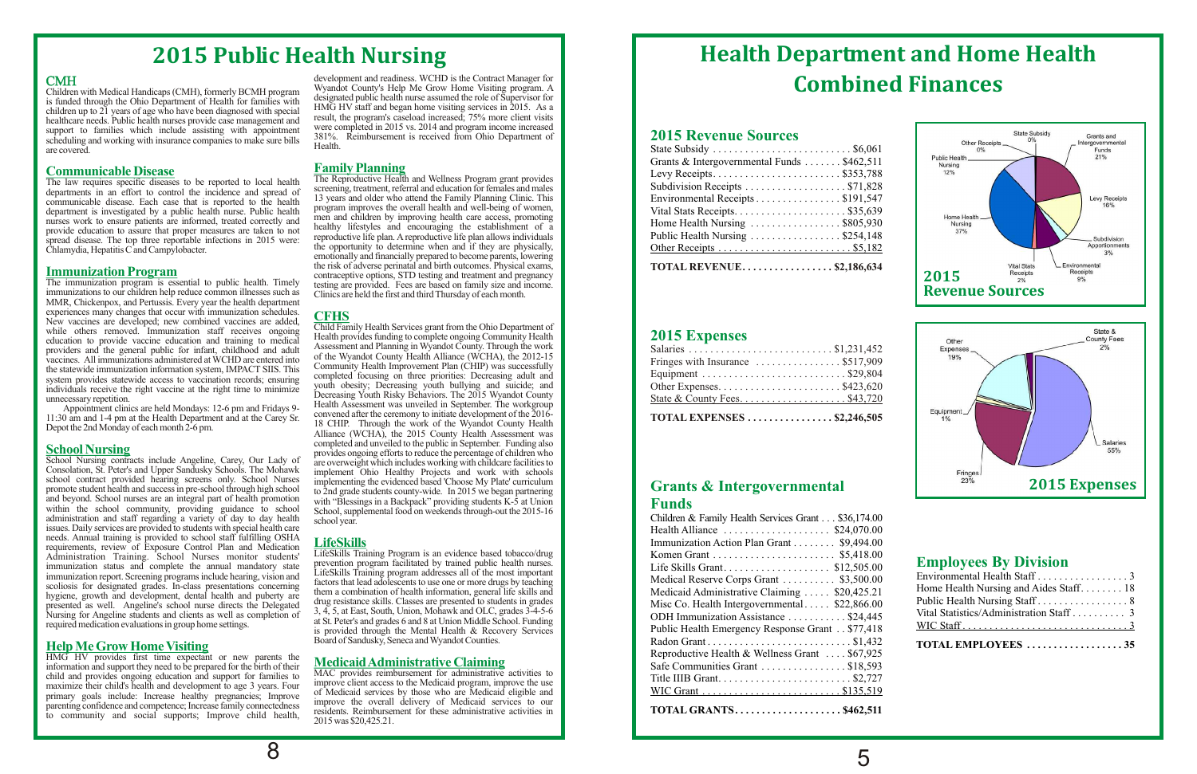# 2015 Public Health Nursing

### CMH

Children with Medical Handicaps (CMH), formerly BCMH program is funded through the Ohio Department of Health for families with children up to 21 years of age who have been diagnosed with special healthcare needs. Public health nurses provide case management and support to families which include assisting with appointment scheduling and working with insurance companies to make sure bills are covered.

### Communicable Disease

The law requires specific diseases to be reported to local health departments in an effort to control the incidence and spread of communicable disease. Each case that is reported to the health department is investigated by a public health nurse. Public health nurses work to ensure patients are informed, treated correctly and provide education to assure that proper measures are taken to not spread disease. The top three reportable infections in 2015 were: Chlamydia, Hepatitis C and Campylobacter.

### Immunization Program

The immunization program is essential to public health. Timely immunizations to our children help reduce common illnesses such as MMR, Chickenpox, and Pertussis. Every year the health department experiences many changes that occur with immunization schedules. New vaccines are developed; new combined vaccines are added, while others removed. Immunization staff receives ongoing education to provide vaccine education and training to medical providers and the general public for infant, childhood and adult vaccines. All immunizations administered at WCHD are entered into the statewide immunization information system, IMPACT SIIS. This system provides statewide access to vaccination records; ensuring individuals receive the right vaccine at the right time to minimize unnecessary repetition.

Appointment clinics are held Mondays: 12-6 pm and Fridays 9-11:30 am and 1-4 pm at the Health Department and at the Carey Sr. Depot the 2nd Monday of each month 2-6 pm.

### School Nursing

School Nursing contracts include Angeline, Carey, Our Lady of Consolation, St. Peter's and Upper Sandusky Schools. The Mohawk school contract provided hearing screens only. School Nurses promote student health and success in pre-school through high school and beyond. School nurses are an integral part of health promotion within the school community, providing guidance to school administration and staff regarding a variety of day to day health issues. Daily services are provided to students with special health care needs. Annual training is provided to school staff fulfilling OSHA requirements, review of Exposure Control Plan and Medication Administration Training. School Nurses monitor students' immunization status and complete the annual mandatory state immunization report. Screening programs include hearing, vision and scoliosis for designated grades. In-class presentations concerning hygiene, growth and development, dental health and puberty are presented as well. Angeline's school nurse directs the Delegated Nursing for Angeline students and clients as well as completion of required medication evaluations in group home settings.

### Help Me Grow Home Visiting

HMG HV provides first time expectant or new parents the information and support they need to be prepared for the birth of their child and provides ongoing education and support for families to maximize their child's health and development to age 3 years. Four primary goals include: Increase healthy pregnancies; Improve parenting confidence and competence; Increase family connectedness to community and social supports; Improve child health, development and readiness. WCHD is the Contract Manager for Wyandot County's Help Me Grow Home Visiting program. A designated public health nurse assumed the role of Supervisor for HMG HV staff and began home visiting services in 2015. As a result, the program's caseload increased; 75% more client visits were completed in 2015 vs. 2014 and program income increased 381%. Reimbursement is received from Ohio Department of Health.

### Family Planning

The Reproductive Health and Wellness Program grant provides screening, treatment, referral and education for females and males 13 years and older who attend the Family Planning Clinic. This program improves the overall health and well-being of women, men and children by improving health care access, promoting healthy lifestyles and encouraging the establishment of a reproductive life plan. A reproductive life plan allows individuals the opportunity to determine when and if they are physically, emotionally and financially prepared to become parents, lowering the risk of adverse perinatal and birth outcomes. Physical exams, contraceptive options, STD testing and treatment and pregnancy testing are provided. Fees are based on family size and income. Clinics are held the first and third Thursday of each month.

### CFHS

Child Family Health Services grant from the Ohio Department of Health provides funding to complete ongoing Community Health Assessment and Planning in Wyandot County. Through the work of the Wyandot County Health Alliance (WCHA), the 2012-15 Community Health Improvement Plan (CHIP) was successfully completed focusing on three priorities: Decreasing adult and youth obesity; Decreasing youth bullying and suicide; and Decreasing Youth Risky Behaviors. The 2015 Wyandot County Health Assessment was unveiled in September. The workgroup convened after the ceremony to initiate development of the 2016-18 CHIP. Through the work of the Wyandot County Health Alliance (WCHA), the 2015 County Health Assessment was completed and unveiled to the public in September. Funding also provides ongoing efforts to reduce the percentage of children who are overweight which includes working with childcare facilities to implement Ohio Healthy Projects and work with schools implementing the evidenced based 'Choose My Plate' curriculum to 2nd grade students county-wide. In 2015 we began partnering with "Blessings in a Backpack" providing students K-5 at Union School, supplemental food on weekends through-out the 2015-16 school year.

### LifeSkills

LifeSkills Training Program is an evidence based tobacco/drug prevention program facilitated by trained public health nurses. LifeSkills Training program addresses all of the most important factors that lead adolescents to use one or more drugs by teaching them a combination of health information, general life skills and drug resistance skills. Classes are presented to students in grades 3, 4, 5, at East, South, Union, Mohawk and OLC, grades 3-4-5-6 at St. Peter's and grades 6 and 8 at Union Middle School. Funding is provided through the Mental Health & Recovery Services Board of Sandusky, Seneca and Wyandot Counties.

### Medicaid Administrative Claiming

MAC provides reimbursement for administrative activities to improve client access to the Medicaid program, improve the use of Medicaid services by those who are Medicaid eligible and improve the overall delivery of Medicaid services to our residents. Reimbursement for these administrative activities in 2015 was $20,425.21.

# Health Department and Home Health Combined Finances

## 2015 Revenue Sources

| Source | Amount |
|---|---|
| State Subsidy | $6,061 |
| Grants & Intergovernmental Funds | $462,511 |
| Levy Receipts | $353,788 |
| Subdivision Receipts | $71,828 |
| Environmental Receipts | $191,547 |
| Vital Stats Receipts | $35,639 |
| Home Health Nursing | $805,930 |
| Public Health Nursing | $254,148 |
| Other Receipts | $5,182 |
| **TOTAL REVENUE** | **$2,186,634** |

**2015 Revenue Sources**

State Subsidy 0%; Grants and Intergovernmental Funds 21%; Levy Receipts 16%; Subdivision Apportionments 3%; Environmental Receipts 9%; Vital Stats Receipts 2%; Home Health Nursing 37%; Public Health Nursing 12%; Other Receipts 0%

## 2015 Expenses

| Expense | Amount |
|---|---|
| Salaries | $1,231,452 |
| Fringes with Insurance | $517,909 |
| Equipment | $29,804 |
| Other Expenses | $423,620 |
| State & County Fees | $43,720 |
| **TOTAL EXPENSES** | **$2,246,505** |

**2015 Expenses**

Salaries 55%; Fringes 23%; Equipment 1%; Other Expenses 19%; State & County Fees 2%

## Grants & Intergovernmental Funds

| Grant | Amount |
|---|---|
| Children & Family Health Services Grant | $36,174.00 |
| Health Alliance | $24,070.00 |
| Immunization Action Plan Grant | $9,494.00 |
| Komen Grant | $5,418.00 |
| Life Skills Grant | $12,505.00 |
| Medical Reserve Corps Grant | $3,500.00 |
| Medicaid Administrative Claiming | $20,425.21 |
| Misc Co. Health Intergovernmental | $22,866.00 |
| ODH Immunization Assistance | $24,445 |
| Public Health Emergency Response Grant | $77,418 |
| Radon Grant | $1,432 |
| Reproductive Health & Wellness Grant | $67,925 |
| Safe Communities Grant | $18,593 |
| Title IIIB Grant | $2,727 |
| WIC Grant | $135,519 |
| **TOTAL GRANTS** | **$462,511** |

## Employees By Division

| Division | Employees |
|---|---|
| Environmental Health Staff | 3 |
| Home Health Nursing and Aides Staff | 18 |
| Public Health Nursing Staff | 8 |
| Vital Statistics/Administration Staff | 3 |
| WIC Staff | 3 |
| **TOTAL EMPLOYEES** | **35** |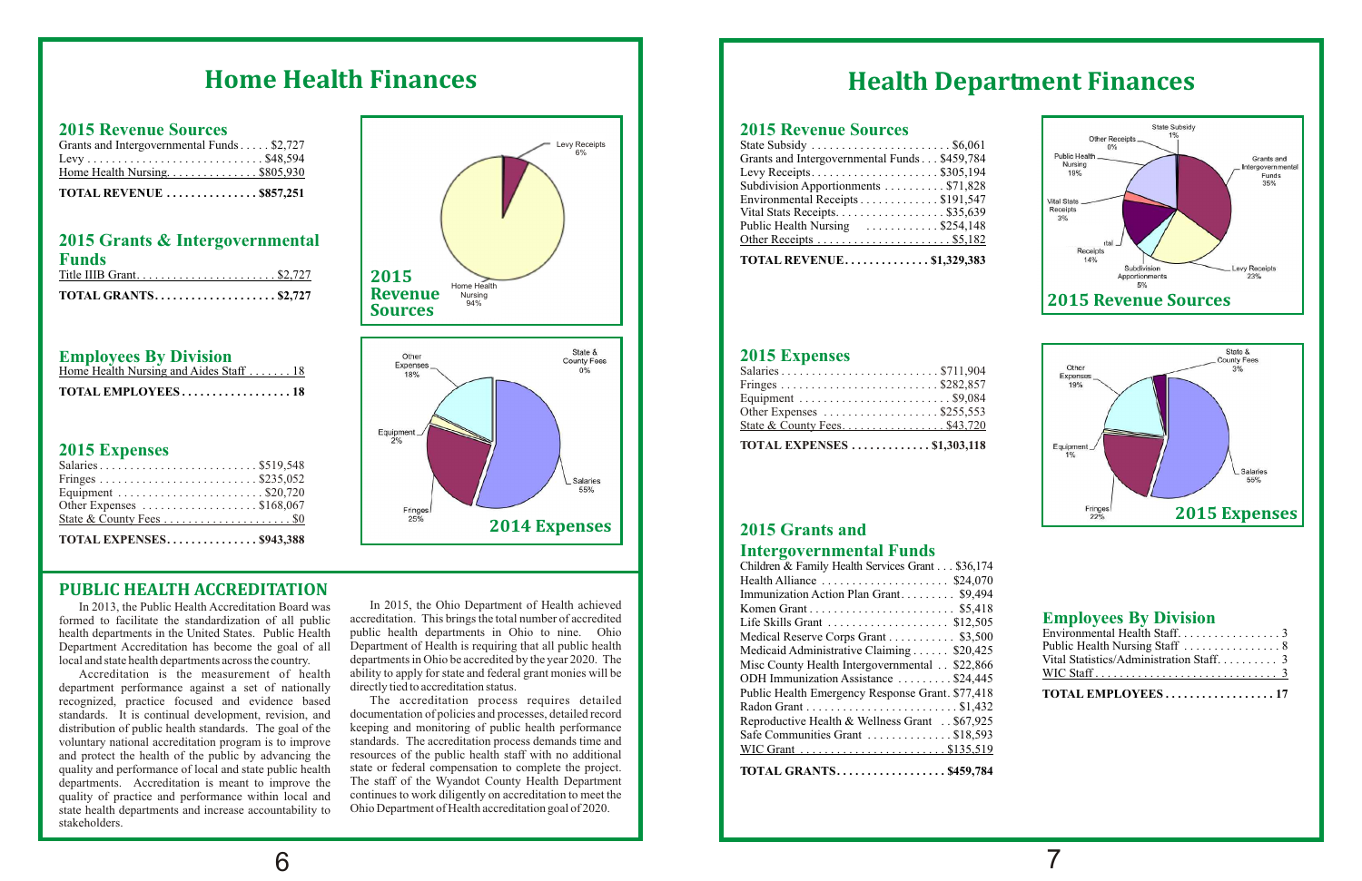# Home Health Finances

## 2015 Revenue Sources

| | |
|---|---|
| Grants and Intergovernmental Funds | $2,727 |
| Levy | $48,594 |
| Home Health Nursing | $805,930 |
| **TOTAL REVENUE** | **$857,251** |

Levy Receipts
6%

Home Health
Nursing
94%

2015 Revenue Sources

## 2015 Grants & Intergovernmental Funds

| | |
|---|---|
| Title IIIB Grant | $2,727 |
| **TOTAL GRANTS** | **$2,727** |

## Employees By Division

| | |
|---|---|
| Home Health Nursing and Aides Staff | 18 |
| **TOTAL EMPLOYEES** | **18** |

## 2015 Expenses

| | |
|---|---|
| Salaries | $519,548 |
| Fringes | $235,052 |
| Equipment | $20,720 |
| Other Expenses | $168,067 |
| State & County Fees | $0 |
| **TOTAL EXPENSES** | **$943,388** |

Other Expenses
18%

State & County Fees
0%

Equipment
2%

Salaries
55%

Fringes
25%

2014 Expenses

## PUBLIC HEALTH ACCREDITATION

In 2013, the Public Health Accreditation Board was formed to facilitate the standardization of all public health departments in the United States. Public Health Department Accreditation has become the goal of all local and state health departments across the country.

Accreditation is the measurement of health department performance against a set of nationally recognized, practice focused and evidence based standards. It is continual development, revision, and distribution of public health standards. The goal of the voluntary national accreditation program is to improve and protect the health of the public by advancing the quality and performance of local and state public health departments. Accreditation is meant to improve the quality of practice and performance within local and state health departments and increase accountability to stakeholders.

In 2015, the Ohio Department of Health achieved accreditation. This brings the total number of accredited public health departments in Ohio to nine. Ohio Department of Health is requiring that all public health departments in Ohio be accredited by the year 2020. The ability to apply for state and federal grant monies will be directly tied to accreditation status.

The accreditation process requires detailed documentation of policies and processes, detailed record keeping and monitoring of public health performance standards. The accreditation process demands time and resources of the public health staff with no additional state or federal compensation to complete the project. The staff of the Wyandot County Health Department continues to work diligently on accreditation to meet the Ohio Department of Health accreditation goal of 2020.

# Health Department Finances

## 2015 Revenue Sources

| | |
|---|---|
| State Subsidy | $6,061 |
| Grants and Intergovernmental Funds | $459,784 |
| Levy Receipts | $305,194 |
| Subdivision Apportionments | $71,828 |
| Environmental Receipts | $191,547 |
| Vital Stats Receipts | $35,639 |
| Public Health Nursing | $254,148 |
| Other Receipts | $5,182 |
| **TOTAL REVENUE** | **$1,329,383** |

State Subsidy
1%

Other Receipts
0%

Public Health Nursing
19%

Grants and Intergovernmental Funds
35%

Vital Stats Receipts
3%

ital Receipts
14%

Subdivision Apportionments
5%

Levy Receipts
23%

2015 Revenue Sources

## 2015 Expenses

| | |
|---|---|
| Salaries | $711,904 |
| Fringes | $282,857 |
| Equipment | $9,084 |
| Other Expenses | $255,553 |
| State & County Fees | $43,720 |
| **TOTAL EXPENSES** | **$1,303,118** |

State & County Fees
3%

Other Expenses
19%

Equipment
1%

Salaries
55%

Fringes
22%

2015 Expenses

## 2015 Grants and Intergovernmental Funds

| | |
|---|---|
| Children & Family Health Services Grant | $36,174 |
| Health Alliance | $24,070 |
| Immunization Action Plan Grant | $9,494 |
| Komen Grant | $5,418 |
| Life Skills Grant | $12,505 |
| Medical Reserve Corps Grant | $3,500 |
| Medicaid Administrative Claiming | $20,425 |
| Misc County Health Intergovernmental | $22,866 |
| ODH Immunization Assistance | $24,445 |
| Public Health Emergency Response Grant | $77,418 |
| Radon Grant | $1,432 |
| Reproductive Health & Wellness Grant | $67,925 |
| Safe Communities Grant | $18,593 |
| WIC Grant | $135,519 |
| **TOTAL GRANTS** | **$459,784** |

## Employees By Division

| | |
|---|---|
| Environmental Health Staff | 3 |
| Public Health Nursing Staff | 8 |
| Vital Statistics/Administration Staff | 3 |
| WIC Staff | 3 |
| **TOTAL EMPLOYEES** | **17** |